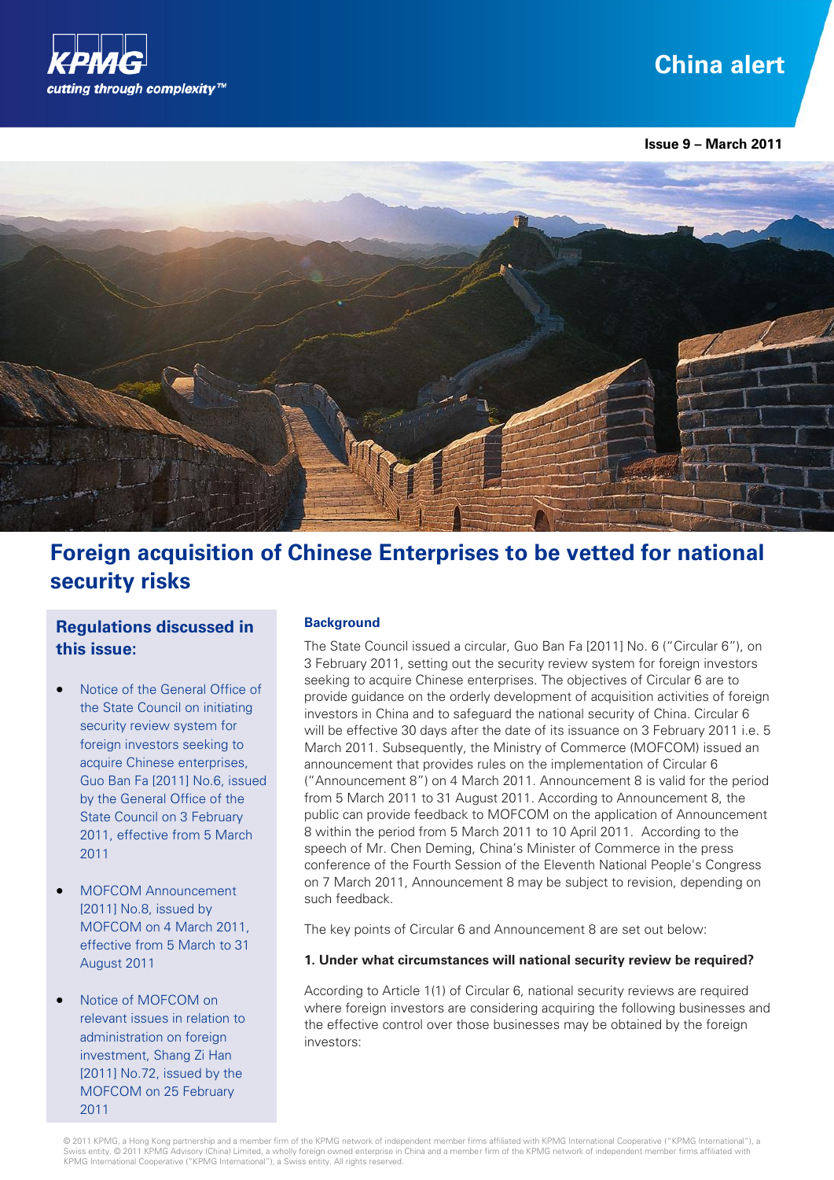KPMG
*cutting through complexity™*

# China alert

**Issue 9 – March 2011**

## Foreign acquisition of Chinese Enterprises to be vetted for national security risks

### Regulations discussed in this issue:

- Notice of the General Office of the State Council on initiating security review system for foreign investors seeking to acquire Chinese enterprises, Guo Ban Fa [2011] No.6, issued by the General Office of the State Council on 3 February 2011, effective from 5 March 2011
- MOFCOM Announcement [2011] No.8, issued by MOFCOM on 4 March 2011, effective from 5 March to 31 August 2011
- Notice of MOFCOM on relevant issues in relation to administration on foreign investment, Shang Zi Han [2011] No.72, issued by the MOFCOM on 25 February 2011

### Background

The State Council issued a circular, Guo Ban Fa [2011] No. 6 ("Circular 6"), on 3 February 2011, setting out the security review system for foreign investors seeking to acquire Chinese enterprises. The objectives of Circular 6 are to provide guidance on the orderly development of acquisition activities of foreign investors in China and to safeguard the national security of China. Circular 6 will be effective 30 days after the date of its issuance on 3 February 2011 i.e. 5 March 2011. Subsequently, the Ministry of Commerce (MOFCOM) issued an announcement that provides rules on the implementation of Circular 6 ("Announcement 8") on 4 March 2011. Announcement 8 is valid for the period from 5 March 2011 to 31 August 2011. According to Announcement 8, the public can provide feedback to MOFCOM on the application of Announcement 8 within the period from 5 March 2011 to 10 April 2011. According to the speech of Mr. Chen Deming, China's Minister of Commerce in the press conference of the Fourth Session of the Eleventh National People's Congress on 7 March 2011, Announcement 8 may be subject to revision, depending on such feedback.

The key points of Circular 6 and Announcement 8 are set out below:

**1. Under what circumstances will national security review be required?**

According to Article 1(1) of Circular 6, national security reviews are required where foreign investors are considering acquiring the following businesses and the effective control over those businesses may be obtained by the foreign investors: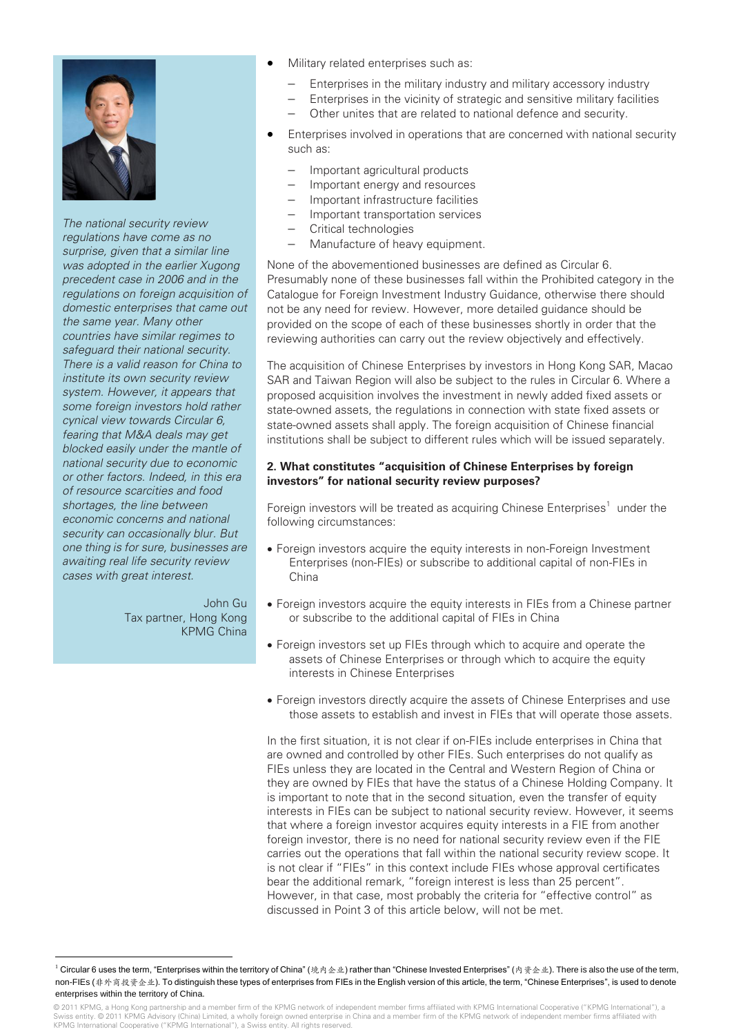*The national security review regulations have come as no surprise, given that a similar line was adopted in the earlier Xugong precedent case in 2006 and in the regulations on foreign acquisition of domestic enterprises that came out the same year. Many other countries have similar regimes to safeguard their national security. There is a valid reason for China to institute its own security review system. However, it appears that some foreign investors hold rather cynical view towards Circular 6, fearing that M&A deals may get blocked easily under the mantle of national security due to economic or other factors. Indeed, in this era of resource scarcities and food shortages, the line between economic concerns and national security can occasionally blur. But one thing is for sure, businesses are awaiting real life security review cases with great interest.*

John Gu
Tax partner, Hong Kong
KPMG China

- Military related enterprises such as:
  - Enterprises in the military industry and military accessory industry
  - Enterprises in the vicinity of strategic and sensitive military facilities
  - Other unites that are related to national defence and security.
- Enterprises involved in operations that are concerned with national security such as:
  - Important agricultural products
  - Important energy and resources
  - Important infrastructure facilities
  - Important transportation services
  - Critical technologies
  - Manufacture of heavy equipment.

None of the abovementioned businesses are defined as Circular 6. Presumably none of these businesses fall within the Prohibited category in the Catalogue for Foreign Investment Industry Guidance, otherwise there should not be any need for review. However, more detailed guidance should be provided on the scope of each of these businesses shortly in order that the reviewing authorities can carry out the review objectively and effectively.

The acquisition of Chinese Enterprises by investors in Hong Kong SAR, Macao SAR and Taiwan Region will also be subject to the rules in Circular 6. Where a proposed acquisition involves the investment in newly added fixed assets or state-owned assets, the regulations in connection with state fixed assets or state-owned assets shall apply. The foreign acquisition of Chinese financial institutions shall be subject to different rules which will be issued separately.

**2. What constitutes "acquisition of Chinese Enterprises by foreign investors" for national security review purposes?**

Foreign investors will be treated as acquiring Chinese Enterprises[1] under the following circumstances:

- Foreign investors acquire the equity interests in non-Foreign Investment Enterprises (non-FIEs) or subscribe to additional capital of non-FIEs in China
- Foreign investors acquire the equity interests in FIEs from a Chinese partner or subscribe to the additional capital of FIEs in China
- Foreign investors set up FIEs through which to acquire and operate the assets of Chinese Enterprises or through which to acquire the equity interests in Chinese Enterprises
- Foreign investors directly acquire the assets of Chinese Enterprises and use those assets to establish and invest in FIEs that will operate those assets.

In the first situation, it is not clear if on-FIEs include enterprises in China that are owned and controlled by other FIEs. Such enterprises do not qualify as FIEs unless they are located in the Central and Western Region of China or they are owned by FIEs that have the status of a Chinese Holding Company. It is important to note that in the second situation, even the transfer of equity interests in FIEs can be subject to national security review. However, it seems that where a foreign investor acquires equity interests in a FIE from another foreign investor, there is no need for national security review even if the FIE carries out the operations that fall within the national security review scope. It is not clear if "FIEs" in this context include FIEs whose approval certificates bear the additional remark, "foreign interest is less than 25 percent". However, in that case, most probably the criteria for "effective control" as discussed in Point 3 of this article below, will not be met.

[1] Circular 6 uses the term, "Enterprises within the territory of China" (境内企业) rather than "Chinese Invested Enterprises" (内资企业). There is also the use of the term, non-FIEs (非外商投资企业). To distinguish these types of enterprises from FIEs in the English version of this article, the term, "Chinese Enterprises", is used to denote enterprises within the territory of China.

© 2011 KPMG, a Hong Kong partnership and a member firm of the KPMG network of independent member firms affiliated with KPMG International Cooperative ("KPMG International"), a Swiss entity. © 2011 KPMG Advisory (China) Limited, a wholly foreign owned enterprise in China and a member firm of the KPMG network of independent member firms affiliated with KPMG International Cooperative ("KPMG International"), a Swiss entity. All rights reserved.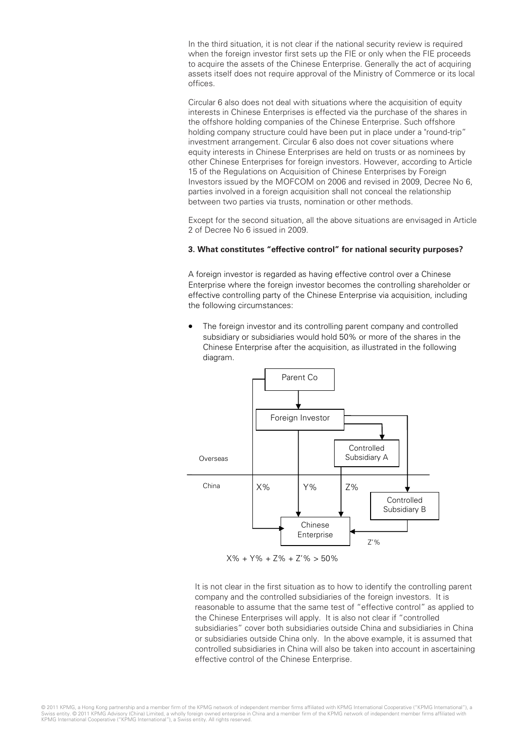In the third situation, it is not clear if the national security review is required when the foreign investor first sets up the FIE or only when the FIE proceeds to acquire the assets of the Chinese Enterprise. Generally the act of acquiring assets itself does not require approval of the Ministry of Commerce or its local offices.

Circular 6 also does not deal with situations where the acquisition of equity interests in Chinese Enterprises is effected via the purchase of the shares in the offshore holding companies of the Chinese Enterprise. Such offshore holding company structure could have been put in place under a "round-trip" investment arrangement. Circular 6 also does not cover situations where equity interests in Chinese Enterprises are held on trusts or as nominees by other Chinese Enterprises for foreign investors. However, according to Article 15 of the Regulations on Acquisition of Chinese Enterprises by Foreign Investors issued by the MOFCOM on 2006 and revised in 2009, Decree No 6, parties involved in a foreign acquisition shall not conceal the relationship between two parties via trusts, nomination or other methods.

Except for the second situation, all the above situations are envisaged in Article 2 of Decree No 6 issued in 2009.

**3. What constitutes "effective control" for national security purposes?**

A foreign investor is regarded as having effective control over a Chinese Enterprise where the foreign investor becomes the controlling shareholder or effective controlling party of the Chinese Enterprise via acquisition, including the following circumstances:

- The foreign investor and its controlling parent company and controlled subsidiary or subsidiaries would hold 50% or more of the shares in the Chinese Enterprise after the acquisition, as illustrated in the following diagram.

Parent Co → Foreign Investor → Controlled Subsidiary A; Foreign Investor → Controlled Subsidiary B

Overseas

China

X% (Parent Co → Chinese Enterprise), Y% (Foreign Investor → Chinese Enterprise), Z% (Controlled Subsidiary A → Chinese Enterprise), Z'% (Controlled Subsidiary B → Chinese Enterprise)

$X\% + Y\% + Z\% + Z'\% > 50\%$

It is not clear in the first situation as to how to identify the controlling parent company and the controlled subsidiaries of the foreign investors. It is reasonable to assume that the same test of "effective control" as applied to the Chinese Enterprises will apply. It is also not clear if "controlled subsidiaries" cover both subsidiaries outside China and subsidiaries in China or subsidiaries outside China only. In the above example, it is assumed that controlled subsidiaries in China will also be taken into account in ascertaining effective control of the Chinese Enterprise.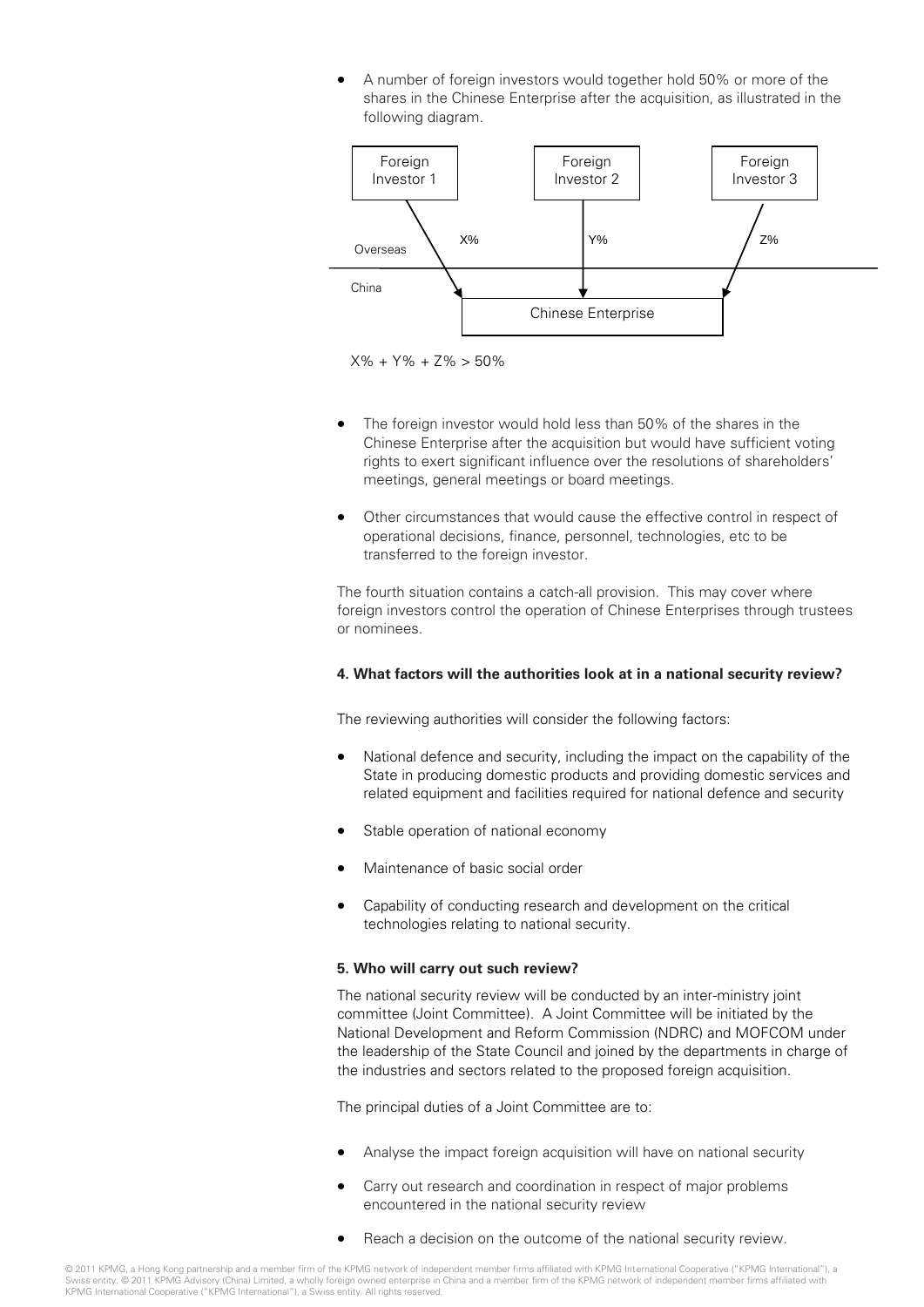- A number of foreign investors would together hold 50% or more of the shares in the Chinese Enterprise after the acquisition, as illustrated in the following diagram.

Foreign Investor 1 — X% →
Foreign Investor 2 — Y% →
Foreign Investor 3 — Z% →

Overseas

China

Chinese Enterprise

X% + Y% + Z% > 50%

- The foreign investor would hold less than 50% of the shares in the Chinese Enterprise after the acquisition but would have sufficient voting rights to exert significant influence over the resolutions of shareholders' meetings, general meetings or board meetings.

- Other circumstances that would cause the effective control in respect of operational decisions, finance, personnel, technologies, etc to be transferred to the foreign investor.

The fourth situation contains a catch-all provision. This may cover where foreign investors control the operation of Chinese Enterprises through trustees or nominees.

**4. What factors will the authorities look at in a national security review?**

The reviewing authorities will consider the following factors:

- National defence and security, including the impact on the capability of the State in producing domestic products and providing domestic services and related equipment and facilities required for national defence and security

- Stable operation of national economy

- Maintenance of basic social order

- Capability of conducting research and development on the critical technologies relating to national security.

**5. Who will carry out such review?**

The national security review will be conducted by an inter-ministry joint committee (Joint Committee). A Joint Committee will be initiated by the National Development and Reform Commission (NDRC) and MOFCOM under the leadership of the State Council and joined by the departments in charge of the industries and sectors related to the proposed foreign acquisition.

The principal duties of a Joint Committee are to:

- Analyse the impact foreign acquisition will have on national security

- Carry out research and coordination in respect of major problems encountered in the national security review

- Reach a decision on the outcome of the national security review.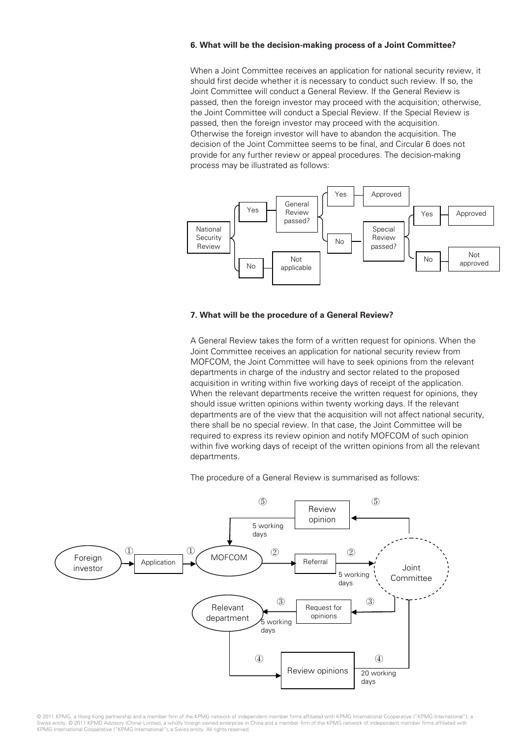**6. What will be the decision-making process of a Joint Committee?**

When a Joint Committee receives an application for national security review, it should first decide whether it is necessary to conduct such review. If so, the Joint Committee will conduct a General Review. If the General Review is passed, then the foreign investor may proceed with the acquisition; otherwise, the Joint Committee will conduct a Special Review. If the Special Review is passed, then the foreign investor may proceed with the acquisition. Otherwise the foreign investor will have to abandon the acquisition. The decision of the Joint Committee seems to be final, and Circular 6 does not provide for any further review or appeal procedures. The decision-making process may be illustrated as follows:

- National Security Review
  - Yes — General Review passed?
    - Yes — Approved
    - No — Special Review passed?
      - Yes — Approved
      - No — Not approved
  - No — Not applicable

**7. What will be the procedure of a General Review?**

A General Review takes the form of a written request for opinions. When the Joint Committee receives an application for national security review from MOFCOM, the Joint Committee will have to seek opinions from the relevant departments in charge of the industry and sector related to the proposed acquisition in writing within five working days of receipt of the application. When the relevant departments receive the written request for opinions, they should issue written opinions within twenty working days. If the relevant departments are of the view that the acquisition will not affect national security, there shall be no special review. In that case, the Joint Committee will be required to express its review opinion and notify MOFCOM of such opinion within five working days of receipt of the written opinions from all the relevant departments.

The procedure of a General Review is summarised as follows:

1. Foreign investor → Application → MOFCOM
2. MOFCOM → Referral → Joint Committee (5 working days)
3. Joint Committee → Request for opinions → Relevant department (5 working days)
4. Relevant department → Review opinions → Joint Committee (20 working days)
5. Joint Committee → Review opinion → MOFCOM (5 working days)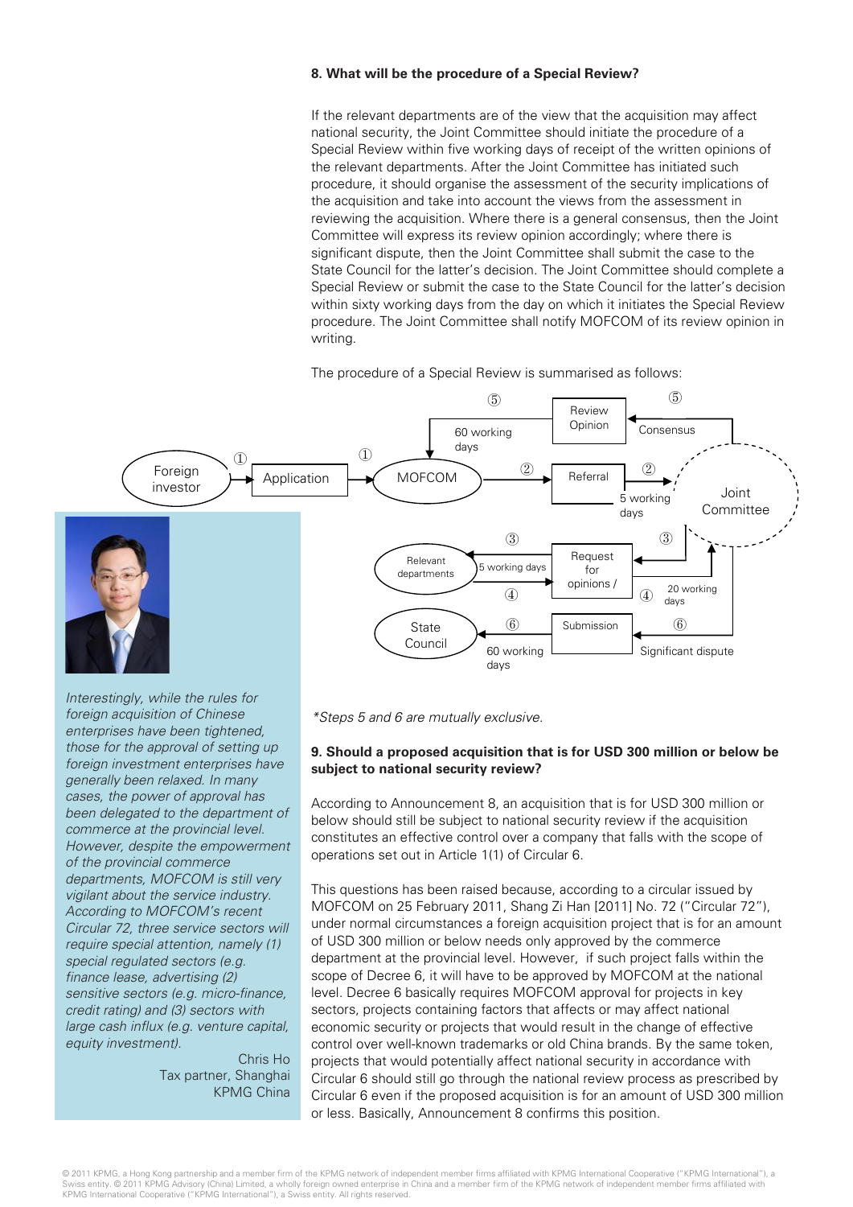### 8. What will be the procedure of a Special Review?

If the relevant departments are of the view that the acquisition may affect national security, the Joint Committee should initiate the procedure of a Special Review within five working days of receipt of the written opinions of the relevant departments. After the Joint Committee has initiated such procedure, it should organise the assessment of the security implications of the acquisition and take into account the views from the assessment in reviewing the acquisition. Where there is a general consensus, then the Joint Committee will express its review opinion accordingly; where there is significant dispute, then the Joint Committee shall submit the case to the State Council for the latter's decision. The Joint Committee should complete a Special Review or submit the case to the State Council for the latter's decision within sixty working days from the day on which it initiates the Special Review procedure. The Joint Committee shall notify MOFCOM of its review opinion in writing.

The procedure of a Special Review is summarised as follows:

- ① Foreign investor → Application → MOFCOM
- ② MOFCOM → Referral → Joint Committee (5 working days)
- ③ Joint Committee → Request for opinions → Relevant departments (5 working days)
- ④ Relevant departments → Joint Committee (20 working days)
- ⑤ Joint Committee → Consensus → Review Opinion → MOFCOM (60 working days)
- ⑥ Joint Committee → Significant dispute → Submission → State Council (60 working days)

*Steps 5 and 6 are mutually exclusive.

### 9. Should a proposed acquisition that is for USD 300 million or below be subject to national security review?

According to Announcement 8, an acquisition that is for USD 300 million or below should still be subject to national security review if the acquisition constitutes an effective control over a company that falls with the scope of operations set out in Article 1(1) of Circular 6.

This questions has been raised because, according to a circular issued by MOFCOM on 25 February 2011, Shang Zi Han [2011] No. 72 ("Circular 72"), under normal circumstances a foreign acquisition project that is for an amount of USD 300 million or below needs only approved by the commerce department at the provincial level. However, if such project falls within the scope of Decree 6, it will have to be approved by MOFCOM at the national level. Decree 6 basically requires MOFCOM approval for projects in key sectors, projects containing factors that affects or may affect national economic security or projects that would result in the change of effective control over well-known trademarks or old China brands. By the same token, projects that would potentially affect national security in accordance with Circular 6 should still go through the national review process as prescribed by Circular 6 even if the proposed acquisition is for an amount of USD 300 million or less. Basically, Announcement 8 confirms this position.

*Interestingly, while the rules for foreign acquisition of Chinese enterprises have been tightened, those for the approval of setting up foreign investment enterprises have generally been relaxed. In many cases, the power of approval has been delegated to the department of commerce at the provincial level. However, despite the empowerment of the provincial commerce departments, MOFCOM is still very vigilant about the service industry. According to MOFCOM's recent Circular 72, three service sectors will require special attention, namely (1) special regulated sectors (e.g. finance lease, advertising (2) sensitive sectors (e.g. micro-finance, credit rating) and (3) sectors with large cash influx (e.g. venture capital, equity investment).*

Chris Ho
Tax partner, Shanghai
KPMG China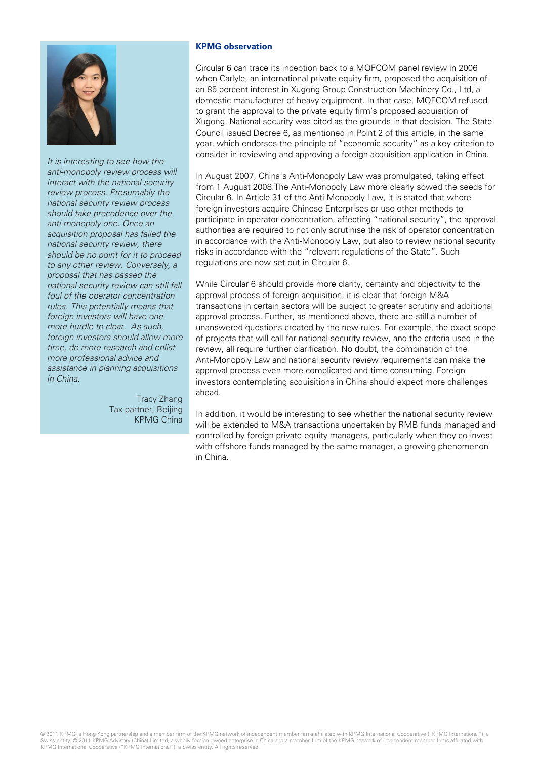*It is interesting to see how the anti-monopoly review process will interact with the national security review process. Presumably the national security review process should take precedence over the anti-monopoly one. Once an acquisition proposal has failed the national security review, there should be no point for it to proceed to any other review. Conversely, a proposal that has passed the national security review can still fall foul of the operator concentration rules. This potentially means that foreign investors will have one more hurdle to clear. As such, foreign investors should allow more time, do more research and enlist more professional advice and assistance in planning acquisitions in China.*

Tracy Zhang
Tax partner, Beijing
KPMG China

**KPMG observation**

Circular 6 can trace its inception back to a MOFCOM panel review in 2006 when Carlyle, an international private equity firm, proposed the acquisition of an 85 percent interest in Xugong Group Construction Machinery Co., Ltd, a domestic manufacturer of heavy equipment. In that case, MOFCOM refused to grant the approval to the private equity firm's proposed acquisition of Xugong. National security was cited as the grounds in that decision. The State Council issued Decree 6, as mentioned in Point 2 of this article, in the same year, which endorses the principle of "economic security" as a key criterion to consider in reviewing and approving a foreign acquisition application in China.

In August 2007, China's Anti-Monopoly Law was promulgated, taking effect from 1 August 2008.The Anti-Monopoly Law more clearly sowed the seeds for Circular 6. In Article 31 of the Anti-Monopoly Law, it is stated that where foreign investors acquire Chinese Enterprises or use other methods to participate in operator concentration, affecting "national security", the approval authorities are required to not only scrutinise the risk of operator concentration in accordance with the Anti-Monopoly Law, but also to review national security risks in accordance with the "relevant regulations of the State". Such regulations are now set out in Circular 6.

While Circular 6 should provide more clarity, certainty and objectivity to the approval process of foreign acquisition, it is clear that foreign M&A transactions in certain sectors will be subject to greater scrutiny and additional approval process. Further, as mentioned above, there are still a number of unanswered questions created by the new rules. For example, the exact scope of projects that will call for national security review, and the criteria used in the review, all require further clarification. No doubt, the combination of the Anti-Monopoly Law and national security review requirements can make the approval process even more complicated and time-consuming. Foreign investors contemplating acquisitions in China should expect more challenges ahead.

In addition, it would be interesting to see whether the national security review will be extended to M&A transactions undertaken by RMB funds managed and controlled by foreign private equity managers, particularly when they co-invest with offshore funds managed by the same manager, a growing phenomenon in China.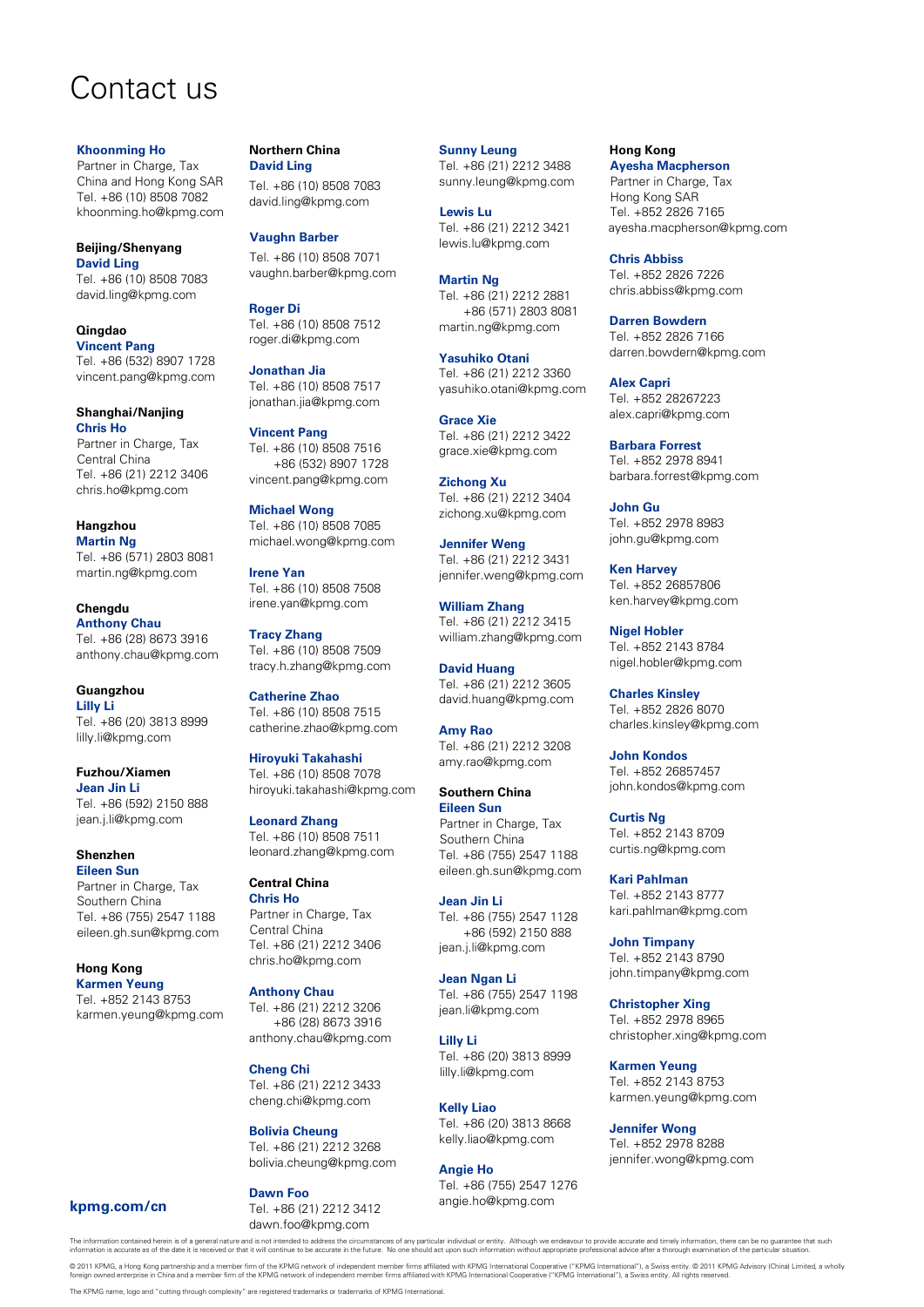# Contact us

**Khoonming Ho**
Partner in Charge, Tax
China and Hong Kong SAR
Tel. +86 (10) 8508 7082
khoonming.ho@kpmg.com

**Beijing/Shenyang**
**David Ling**
Tel. +86 (10) 8508 7083
david.ling@kpmg.com

**Qingdao**
**Vincent Pang**
Tel. +86 (532) 8907 1728
vincent.pang@kpmg.com

**Shanghai/Nanjing**
**Chris Ho**
Partner in Charge, Tax
Central China
Tel. +86 (21) 2212 3406
chris.ho@kpmg.com

**Hangzhou**
**Martin Ng**
Tel. +86 (571) 2803 8081
martin.ng@kpmg.com

**Chengdu**
**Anthony Chau**
Tel. +86 (28) 8673 3916
anthony.chau@kpmg.com

**Guangzhou**
**Lilly Li**
Tel. +86 (20) 3813 8999
lilly.li@kpmg.com

**Fuzhou/Xiamen**
**Jean Jin Li**
Tel. +86 (592) 2150 888
jean.j.li@kpmg.com

**Shenzhen**
**Eileen Sun**
Partner in Charge, Tax
Southern China
Tel. +86 (755) 2547 1188
eileen.gh.sun@kpmg.com

**Hong Kong**
**Karmen Yeung**
Tel. +852 2143 8753
karmen.yeung@kpmg.com

**kpmg.com/cn**

**Northern China**
**David Ling**
Tel. +86 (10) 8508 7083
david.ling@kpmg.com

**Vaughn Barber**
Tel. +86 (10) 8508 7071
vaughn.barber@kpmg.com

**Roger Di**
Tel. +86 (10) 8508 7512
roger.di@kpmg.com

**Jonathan Jia**
Tel. +86 (10) 8508 7517
jonathan.jia@kpmg.com

**Vincent Pang**
Tel. +86 (10) 8508 7516
+86 (532) 8907 1728
vincent.pang@kpmg.com

**Michael Wong**
Tel. +86 (10) 8508 7085
michael.wong@kpmg.com

**Irene Yan**
Tel. +86 (10) 8508 7508
irene.yan@kpmg.com

**Tracy Zhang**
Tel. +86 (10) 8508 7509
tracy.h.zhang@kpmg.com

**Catherine Zhao**
Tel. +86 (10) 8508 7515
catherine.zhao@kpmg.com

**Hiroyuki Takahashi**
Tel. +86 (10) 8508 7078
hiroyuki.takahashi@kpmg.com

**Leonard Zhang**
Tel. +86 (10) 8508 7511
leonard.zhang@kpmg.com

**Central China**
**Chris Ho**
Partner in Charge, Tax
Central China
Tel. +86 (21) 2212 3406
chris.ho@kpmg.com

**Anthony Chau**
Tel. +86 (21) 2212 3206
+86 (28) 8673 3916
anthony.chau@kpmg.com

**Cheng Chi**
Tel. +86 (21) 2212 3433
cheng.chi@kpmg.com

**Bolivia Cheung**
Tel. +86 (21) 2212 3268
bolivia.cheung@kpmg.com

**Dawn Foo**
Tel. +86 (21) 2212 3412
dawn.foo@kpmg.com

**Sunny Leung**
Tel. +86 (21) 2212 3488
sunny.leung@kpmg.com

**Lewis Lu**
Tel. +86 (21) 2212 3421
lewis.lu@kpmg.com

**Martin Ng**
Tel. +86 (21) 2212 2881
+86 (571) 2803 8081
martin.ng@kpmg.com

**Yasuhiko Otani**
Tel. +86 (21) 2212 3360
yasuhiko.otani@kpmg.com

**Grace Xie**
Tel. +86 (21) 2212 3422
grace.xie@kpmg.com

**Zichong Xu**
Tel. +86 (21) 2212 3404
zichong.xu@kpmg.com

**Jennifer Weng**
Tel. +86 (21) 2212 3431
jennifer.weng@kpmg.com

**William Zhang**
Tel. +86 (21) 2212 3415
william.zhang@kpmg.com

**David Huang**
Tel. +86 (21) 2212 3605
david.huang@kpmg.com

**Amy Rao**
Tel. +86 (21) 2212 3208
amy.rao@kpmg.com

**Southern China**
**Eileen Sun**
Partner in Charge, Tax
Southern China
Tel. +86 (755) 2547 1188
eileen.gh.sun@kpmg.com

**Jean Jin Li**
Tel. +86 (755) 2547 1128
+86 (592) 2150 888
jean.j.li@kpmg.com

**Jean Ngan Li**
Tel. +86 (755) 2547 1198
jean.li@kpmg.com

**Lilly Li**
Tel. +86 (20) 3813 8999
lilly.li@kpmg.com

**Kelly Liao**
Tel. +86 (20) 3813 8668
kelly.liao@kpmg.com

**Angie Ho**
Tel. +86 (755) 2547 1276
angie.ho@kpmg.com

**Hong Kong**
**Ayesha Macpherson**
Partner in Charge, Tax
Hong Kong SAR
Tel. +852 2826 7165
ayesha.macpherson@kpmg.com

**Chris Abbiss**
Tel. +852 2826 7226
chris.abbiss@kpmg.com

**Darren Bowdern**
Tel. +852 2826 7166
darren.bowdern@kpmg.com

**Alex Capri**
Tel. +852 28267223
alex.capri@kpmg.com

**Barbara Forrest**
Tel. +852 2978 8941
barbara.forrest@kpmg.com

**John Gu**
Tel. +852 2978 8983
john.gu@kpmg.com

**Ken Harvey**
Tel. +852 26857806
ken.harvey@kpmg.com

**Nigel Hobler**
Tel. +852 2143 8784
nigel.hobler@kpmg.com

**Charles Kinsley**
Tel. +852 2826 8070
charles.kinsley@kpmg.com

**John Kondos**
Tel. +852 26857457
john.kondos@kpmg.com

**Curtis Ng**
Tel. +852 2143 8709
curtis.ng@kpmg.com

**Kari Pahlman**
Tel. +852 2143 8777
kari.pahlman@kpmg.com

**John Timpany**
Tel. +852 2143 8790
john.timpany@kpmg.com

**Christopher Xing**
Tel. +852 2978 8965
christopher.xing@kpmg.com

**Karmen Yeung**
Tel. +852 2143 8753
karmen.yeung@kpmg.com

**Jennifer Wong**
Tel. +852 2978 8288
jennifer.wong@kpmg.com

The information contained herein is of a general nature and is not intended to address the circumstances of any particular individual or entity. Although we endeavour to provide accurate and timely information, there can be no guarantee that such information is accurate as of the date it is received or that it will continue to be accurate in the future. No one should act upon such information without appropriate professional advice after a thorough examination of the particular situation.

© 2011 KPMG, a Hong Kong partnership and a member firm of the KPMG network of independent member firms affiliated with KPMG International Cooperative ("KPMG International"), a Swiss entity. © 2011 KPMG Advisory (China) Limited, a wholly foreign owned enterprise in China and a member firm of the KPMG network of independent member firms affiliated with KPMG International Cooperative ("KPMG International"), a Swiss entity. All rights reserved.

The KPMG name, logo and "cutting through complexity" are registered trademarks or trademarks of KPMG International.